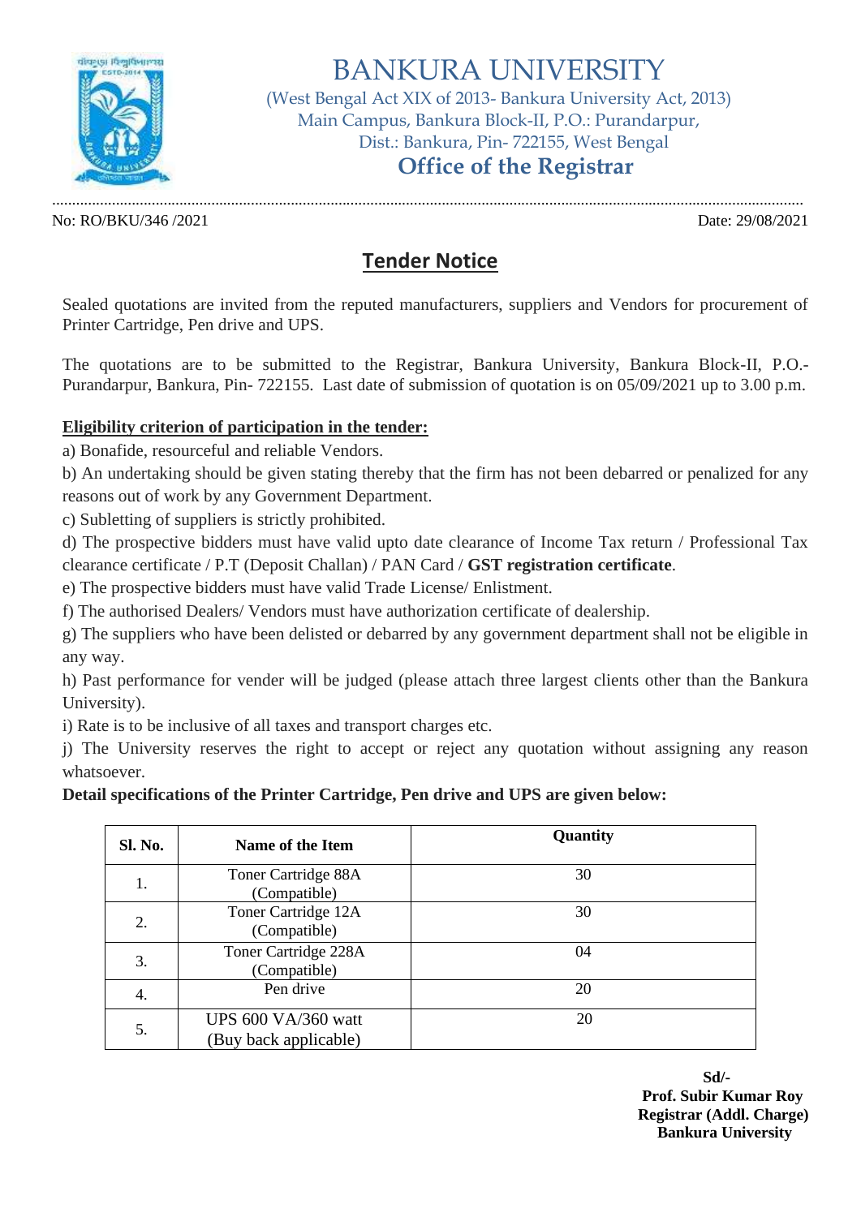# BANKURA UNIVERSITY

(West Bengal Act XIX of 2013- Bankura University Act, 2013)
Main Campus, Bankura Block-II, P.O.: Purandarpur,
Dist.: Bankura, Pin- 722155, West Bengal

## Office of the Registrar

No: RO/BKU/346 /2021 Date: 29/08/2021

## Tender Notice

Sealed quotations are invited from the reputed manufacturers, suppliers and Vendors for procurement of Printer Cartridge, Pen drive and UPS.

The quotations are to be submitted to the Registrar, Bankura University, Bankura Block-II, P.O.- Purandarpur, Bankura, Pin- 722155. Last date of submission of quotation is on 05/09/2021 up to 3.00 p.m.

**Eligibility criterion of participation in the tender:**

a) Bonafide, resourceful and reliable Vendors.

b) An undertaking should be given stating thereby that the firm has not been debarred or penalized for any reasons out of work by any Government Department.

c) Subletting of suppliers is strictly prohibited.

d) The prospective bidders must have valid upto date clearance of Income Tax return / Professional Tax clearance certificate / P.T (Deposit Challan) / PAN Card / **GST registration certificate**.

e) The prospective bidders must have valid Trade License/ Enlistment.

f) The authorised Dealers/ Vendors must have authorization certificate of dealership.

g) The suppliers who have been delisted or debarred by any government department shall not be eligible in any way.

h) Past performance for vender will be judged (please attach three largest clients other than the Bankura University).

i) Rate is to be inclusive of all taxes and transport charges etc.

j) The University reserves the right to accept or reject any quotation without assigning any reason whatsoever.

**Detail specifications of the Printer Cartridge, Pen drive and UPS are given below:**

| Sl. No. | Name of the Item | Quantity |
|---|---|---|
| 1. | Toner Cartridge 88A (Compatible) | 30 |
| 2. | Toner Cartridge 12A (Compatible) | 30 |
| 3. | Toner Cartridge 228A (Compatible) | 04 |
| 4. | Pen drive | 20 |
| 5. | UPS 600 VA/360 watt (Buy back applicable) | 20 |

**Sd/-**
**Prof. Subir Kumar Roy**
**Registrar (Addl. Charge)**
**Bankura University**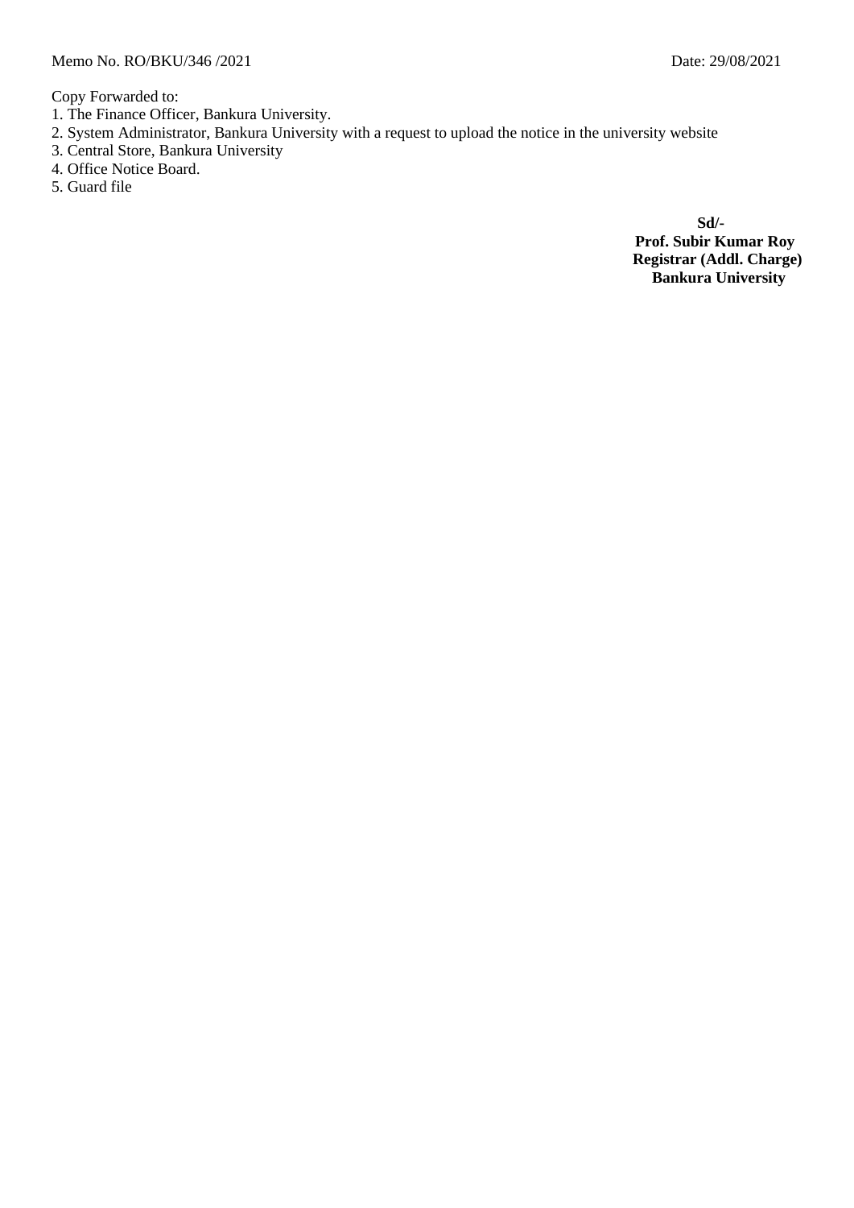Memo No. RO/BKU/346 /2021 Date: 29/08/2021

Copy Forwarded to:

1. The Finance Officer, Bankura University.
2. System Administrator, Bankura University with a request to upload the notice in the university website
3. Central Store, Bankura University
4. Office Notice Board.
5. Guard file

**Sd/-**
**Prof. Subir Kumar Roy**
**Registrar (Addl. Charge)**
**Bankura University**